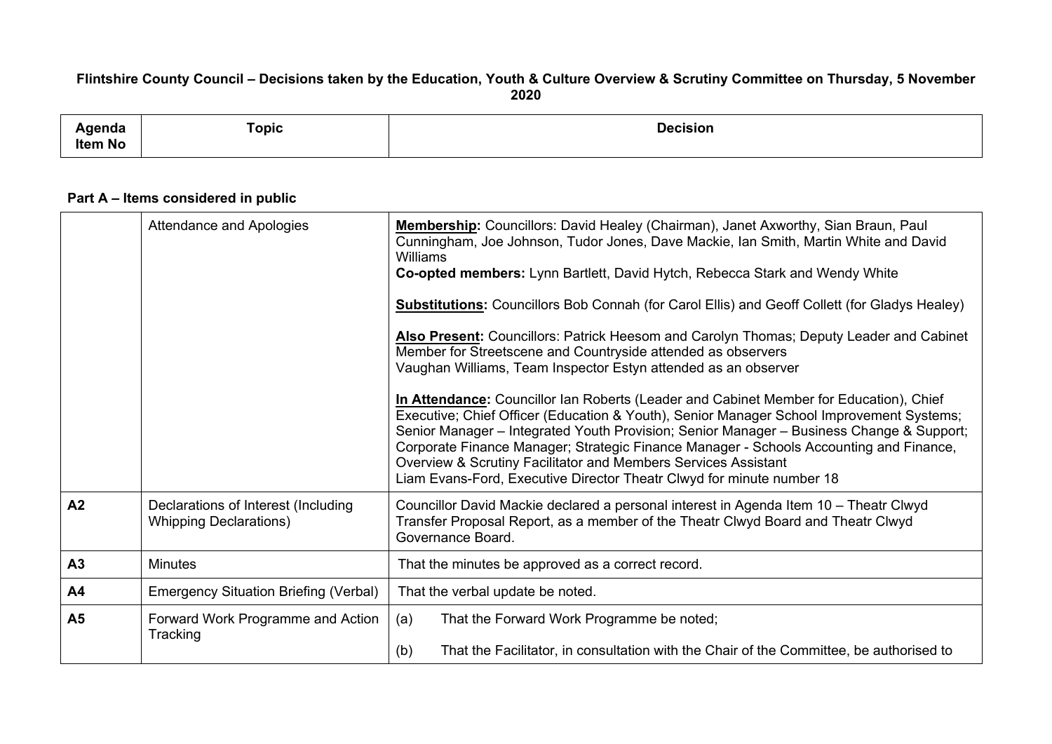**Flintshire County Council – Decisions taken by the Education, Youth & Culture Overview & Scrutiny Committee on Thursday, 5 November 2020**

| Agenda Item No | Topic | Decision |
|---|---|---|

**Part A – Items considered in public**

| Agenda Item No | Topic | Decision |
|---|---|---|
| | Attendance and Apologies | **Membership:** Councillors: David Healey (Chairman), Janet Axworthy, Sian Braun, Paul Cunningham, Joe Johnson, Tudor Jones, Dave Mackie, Ian Smith, Martin White and David Williams<br>**Co-opted members:** Lynn Bartlett, David Hytch, Rebecca Stark and Wendy White<br><br>**Substitutions:** Councillors Bob Connah (for Carol Ellis) and Geoff Collett (for Gladys Healey)<br><br>**Also Present:** Councillors: Patrick Heesom and Carolyn Thomas; Deputy Leader and Cabinet Member for Streetscene and Countryside attended as observers<br>Vaughan Williams, Team Inspector Estyn attended as an observer<br><br>**In Attendance:** Councillor Ian Roberts (Leader and Cabinet Member for Education), Chief Executive; Chief Officer (Education & Youth), Senior Manager School Improvement Systems; Senior Manager – Integrated Youth Provision; Senior Manager – Business Change & Support; Corporate Finance Manager; Strategic Finance Manager - Schools Accounting and Finance, Overview & Scrutiny Facilitator and Members Services Assistant<br>Liam Evans-Ford, Executive Director Theatr Clwyd for minute number 18 |
| **A2** | Declarations of Interest (Including Whipping Declarations) | Councillor David Mackie declared a personal interest in Agenda Item 10 – Theatr Clwyd Transfer Proposal Report, as a member of the Theatr Clwyd Board and Theatr Clwyd Governance Board. |
| **A3** | Minutes | That the minutes be approved as a correct record. |
| **A4** | Emergency Situation Briefing (Verbal) | That the verbal update be noted. |
| **A5** | Forward Work Programme and Action Tracking | (a) That the Forward Work Programme be noted;<br><br>(b) That the Facilitator, in consultation with the Chair of the Committee, be authorised to |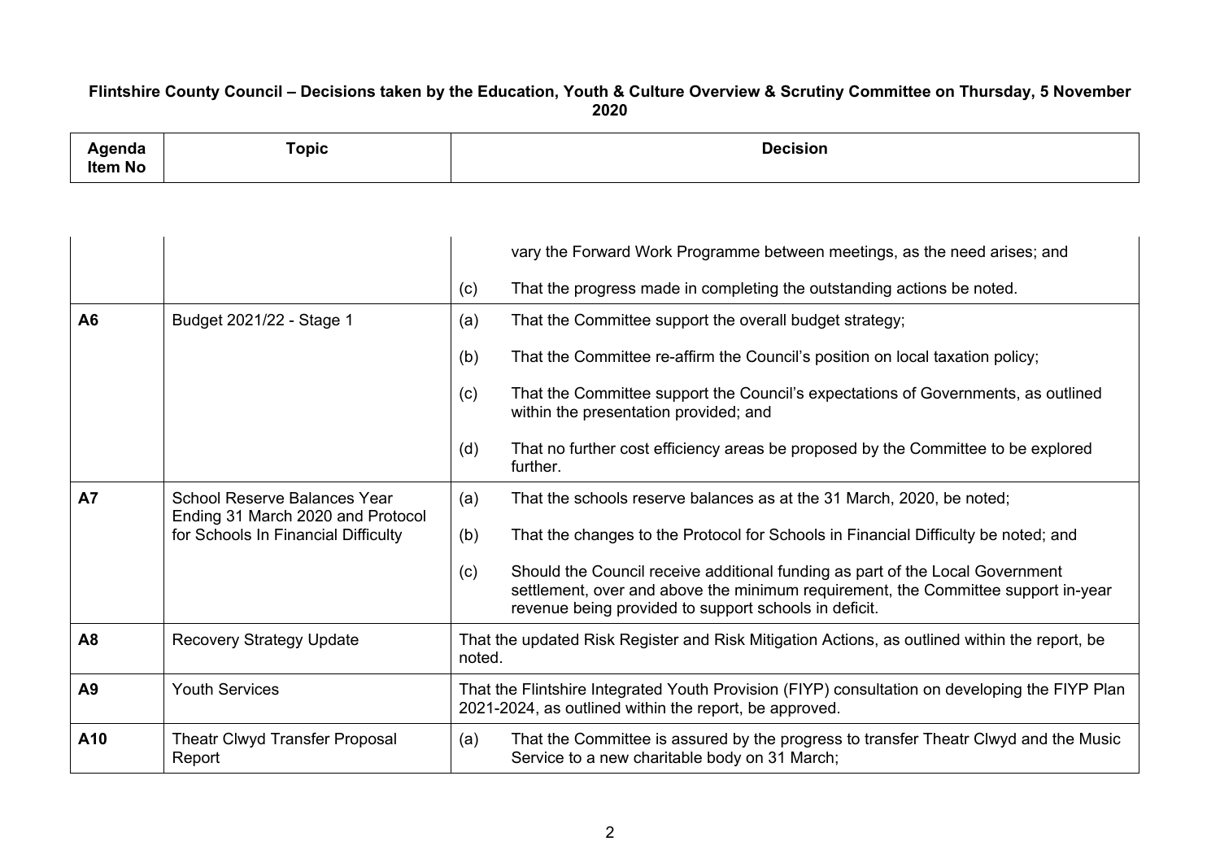**Flintshire County Council – Decisions taken by the Education, Youth & Culture Overview & Scrutiny Committee on Thursday, 5 November 2020**

| Agenda Item No | Topic | Decision |
|---|---|---|
| | | vary the Forward Work Programme between meetings, as the need arises; and<br><br>(c) That the progress made in completing the outstanding actions be noted. |
| **A6** | Budget 2021/22 - Stage 1 | (a) That the Committee support the overall budget strategy;<br><br>(b) That the Committee re-affirm the Council's position on local taxation policy;<br><br>(c) That the Committee support the Council's expectations of Governments, as outlined within the presentation provided; and<br><br>(d) That no further cost efficiency areas be proposed by the Committee to be explored further. |
| **A7** | School Reserve Balances Year Ending 31 March 2020 and Protocol for Schools In Financial Difficulty | (a) That the schools reserve balances as at the 31 March, 2020, be noted;<br><br>(b) That the changes to the Protocol for Schools in Financial Difficulty be noted; and<br><br>(c) Should the Council receive additional funding as part of the Local Government settlement, over and above the minimum requirement, the Committee support in-year revenue being provided to support schools in deficit. |
| **A8** | Recovery Strategy Update | That the updated Risk Register and Risk Mitigation Actions, as outlined within the report, be noted. |
| **A9** | Youth Services | That the Flintshire Integrated Youth Provision (FIYP) consultation on developing the FIYP Plan 2021-2024, as outlined within the report, be approved. |
| **A10** | Theatr Clwyd Transfer Proposal Report | (a) That the Committee is assured by the progress to transfer Theatr Clwyd and the Music Service to a new charitable body on 31 March; |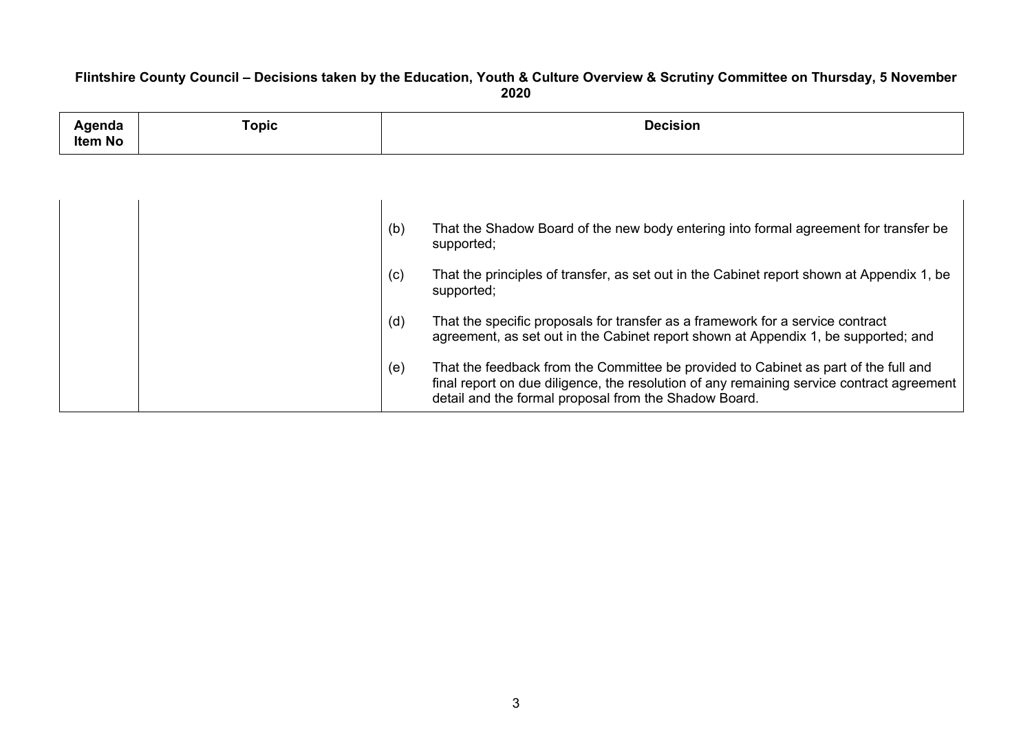**Flintshire County Council – Decisions taken by the Education, Youth & Culture Overview & Scrutiny Committee on Thursday, 5 November 2020**

| Agenda Item No | Topic | Decision |
|---|---|---|
| | | (b) That the Shadow Board of the new body entering into formal agreement for transfer be supported;<br><br>(c) That the principles of transfer, as set out in the Cabinet report shown at Appendix 1, be supported;<br><br>(d) That the specific proposals for transfer as a framework for a service contract agreement, as set out in the Cabinet report shown at Appendix 1, be supported; and<br><br>(e) That the feedback from the Committee be provided to Cabinet as part of the full and final report on due diligence, the resolution of any remaining service contract agreement detail and the formal proposal from the Shadow Board. |